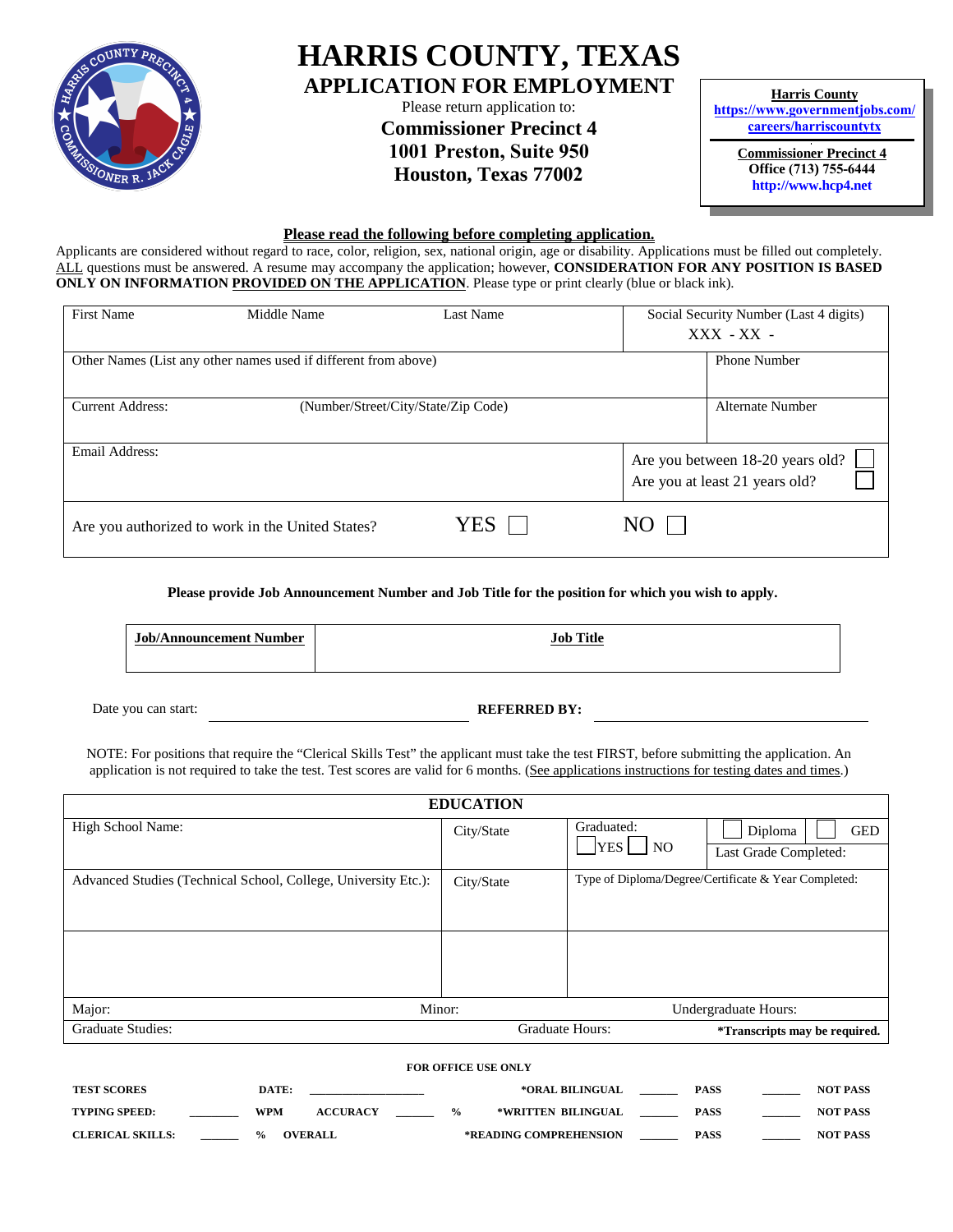# HARRIS COUNTY, TEXAS

## APPLICATION FOR EMPLOYMENT

Please return application to:

**Commissioner Precinct 4**
**1001 Preston, Suite 950**
**Houston, Texas 77002**

**Harris County**
**https://www.governmentjobs.com/careers/harriscountytx**

**Commissioner Precinct 4**
**Office (713) 755-6444**
**http://www.hcp4.net**

**Please read the following before completing application.**

Applicants are considered without regard to race, color, religion, sex, national origin, age or disability. Applications must be filled out completely. ALL questions must be answered. A resume may accompany the application; however, **CONSIDERATION FOR ANY POSITION IS BASED ONLY ON INFORMATION PROVIDED ON THE APPLICATION**. Please type or print clearly (blue or black ink).

| First Name | Middle Name | Last Name | Social Security Number (Last 4 digits) XXX - XX - |
|---|---|---|---|
| Other Names (List any other names used if different from above) | | | Phone Number |
| Current Address: (Number/Street/City/State/Zip Code) | | | Alternate Number |
| Email Address: | | | Are you between 18-20 years old? ☐ Are you at least 21 years old? ☐ |
| Are you authorized to work in the United States? | YES ☐ | NO ☐ | |

**Please provide Job Announcement Number and Job Title for the position for which you wish to apply.**

| Job/Announcement Number | Job Title |
|---|---|
| | |

Date you can start: ____________________ **REFERRED BY:** ____________________

NOTE: For positions that require the "Clerical Skills Test" the applicant must take the test FIRST, before submitting the application. An application is not required to take the test. Test scores are valid for 6 months. (See applications instructions for testing dates and times.)

| **EDUCATION** | | | |
|---|---|---|---|
| High School Name: | City/State | Graduated: ☐ YES ☐ NO | ☐ Diploma ☐ GED Last Grade Completed: |
| Advanced Studies (Technical School, College, University Etc.): | City/State | Type of Diploma/Degree/Certificate & Year Completed: | |
| | | | |
| Major: | Minor: | Undergraduate Hours: | |
| Graduate Studies: | Graduate Hours: | **\*Transcripts may be required.** | |

**FOR OFFICE USE ONLY**

| **TEST SCORES** | | **DATE:** ____________ | | **\*ORAL BILINGUAL** | ______ **PASS** | ______ **NOT PASS** |
|---|---|---|---|---|---|---|
| **TYPING SPEED:** | ______ **WPM** | **ACCURACY** | ______ **%** | **\*WRITTEN BILINGUAL** | ______ **PASS** | ______ **NOT PASS** |
| **CLERICAL SKILLS:** | ______ **%** | **OVERALL** | | **\*READING COMPREHENSION** | ______ **PASS** | ______ **NOT PASS** |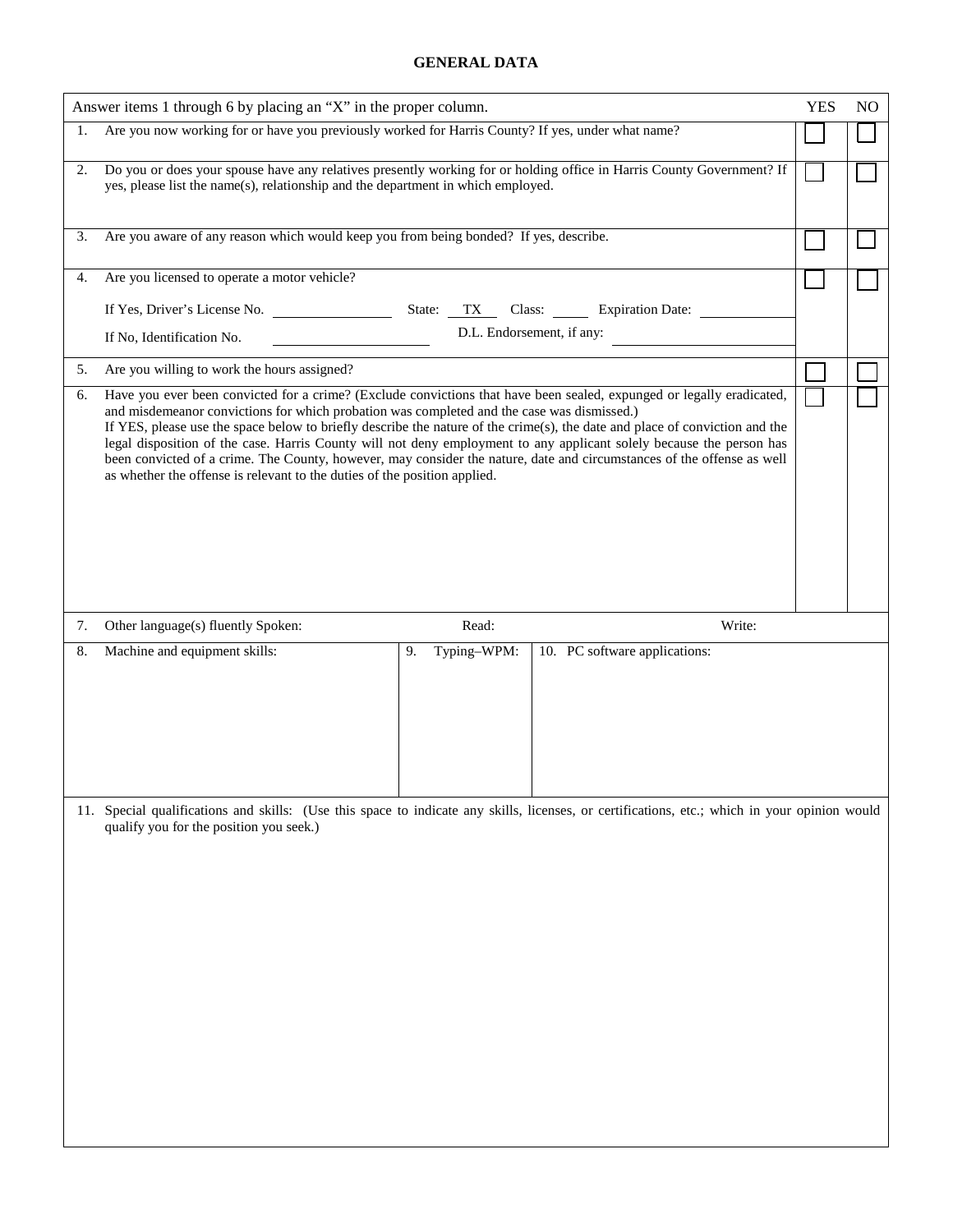# GENERAL DATA

| Answer items 1 through 6 by placing an "X" in the proper column. | YES | NO |
|---|---|---|
| 1. Are you now working for or have you previously worked for Harris County? If yes, under what name? | ☐ | ☐ |
| 2. Do you or does your spouse have any relatives presently working for or holding office in Harris County Government? If yes, please list the name(s), relationship and the department in which employed. | ☐ | ☐ |
| 3. Are you aware of any reason which would keep you from being bonded? If yes, describe. | ☐ | ☐ |
| 4. Are you licensed to operate a motor vehicle?<br>If Yes, Driver's License No. ________ State: TX Class: ____ Expiration Date: ________<br>If No, Identification No. ________ D.L. Endorsement, if any: ________ | ☐ | ☐ |
| 5. Are you willing to work the hours assigned? | ☐ | ☐ |
| 6. Have you ever been convicted for a crime? (Exclude convictions that have been sealed, expunged or legally eradicated, and misdemeanor convictions for which probation was completed and the case was dismissed.)<br>If YES, please use the space below to briefly describe the nature of the crime(s), the date and place of conviction and the legal disposition of the case. Harris County will not deny employment to any applicant solely because the person has been convicted of a crime. The County, however, may consider the nature, date and circumstances of the offense as well as whether the offense is relevant to the duties of the position applied. | ☐ | ☐ |

7. Other language(s) fluently Spoken: Read: Write:

| 8. Machine and equipment skills: | 9. Typing–WPM: | 10. PC software applications: |
|---|---|---|
| | | |

11. Special qualifications and skills: (Use this space to indicate any skills, licenses, or certifications, etc.; which in your opinion would qualify you for the position you seek.)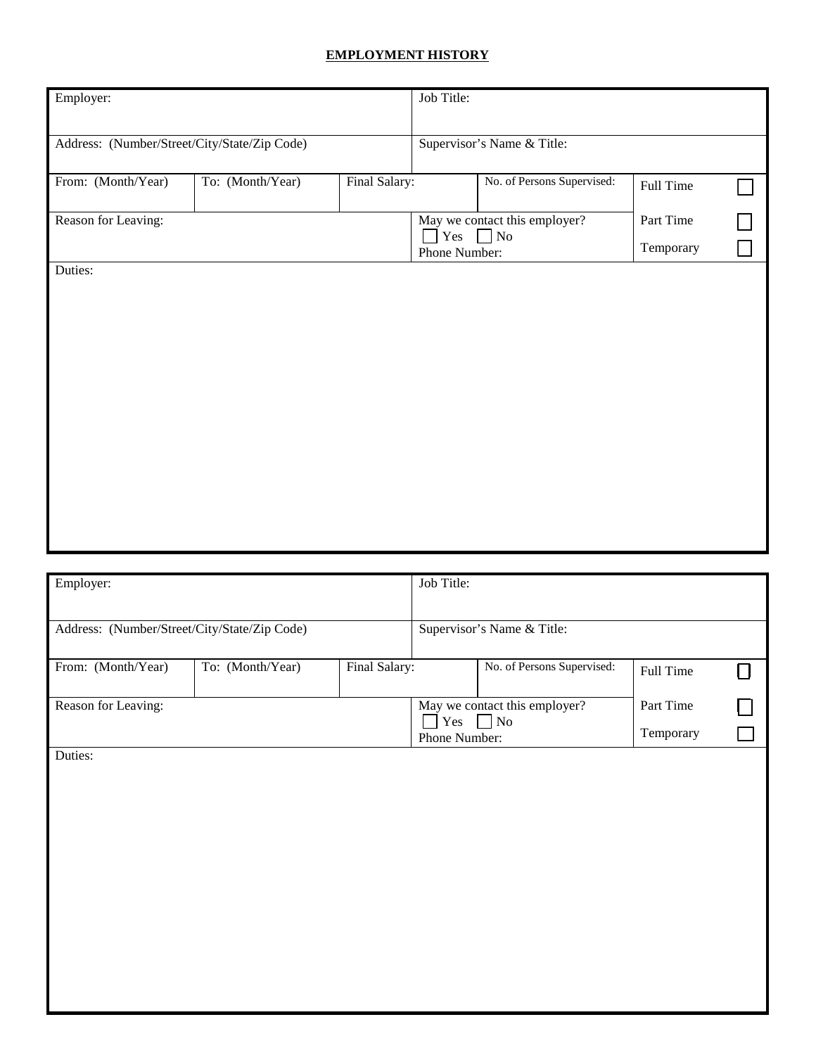## EMPLOYMENT HISTORY

| Employer: | | | Job Title: | | |
|---|---|---|---|---|---|
| Address: (Number/Street/City/State/Zip Code) | | | Supervisor's Name & Title: | | |
| From: (Month/Year) | To: (Month/Year) | Final Salary: | | No. of Persons Supervised: | Full Time ☐ |
| Reason for Leaving: | | | May we contact this employer? ☐ Yes ☐ No<br>Phone Number: | | Part Time ☐<br>Temporary ☐ |
| Duties: | | | | | |

| Employer: | | | Job Title: | | |
|---|---|---|---|---|---|
| Address: (Number/Street/City/State/Zip Code) | | | Supervisor's Name & Title: | | |
| From: (Month/Year) | To: (Month/Year) | Final Salary: | | No. of Persons Supervised: | Full Time ☐ |
| Reason for Leaving: | | | May we contact this employer? ☐ Yes ☐ No<br>Phone Number: | | Part Time ☐<br>Temporary ☐ |
| Duties: | | | | | |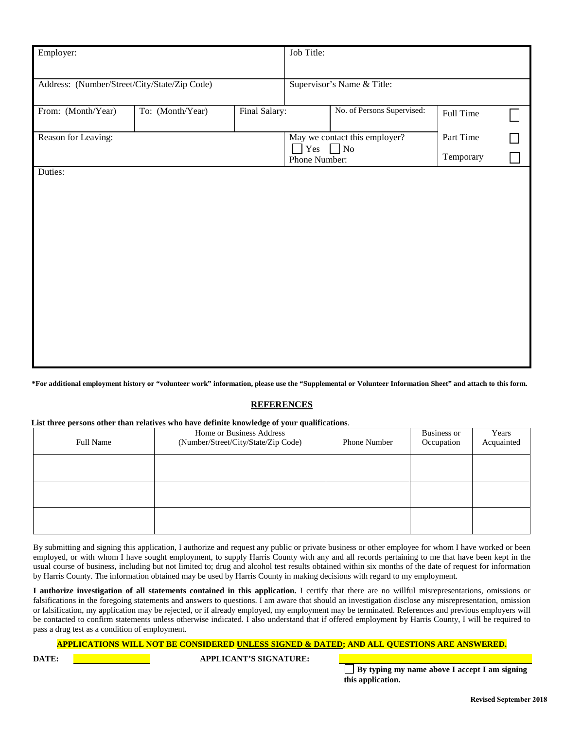| | | | | | |
|---|---|---|---|---|---|
| Employer: | | | Job Title: | | |
| Address: (Number/Street/City/State/Zip Code) | | | Supervisor's Name & Title: | | |
| From: (Month/Year) | To: (Month/Year) | Final Salary: | | No. of Persons Supervised: | Full Time ☐ |
| Reason for Leaving: | | | May we contact this employer? ☐ Yes ☐ No<br>Phone Number: | | Part Time ☐<br>Temporary ☐ |
| Duties: | | | | | |

**\*For additional employment history or "volunteer work" information, please use the "Supplemental or Volunteer Information Sheet" and attach to this form.**

## REFERENCES

**List three persons other than relatives who have definite knowledge of your qualifications**.

| Full Name | Home or Business Address (Number/Street/City/State/Zip Code) | Phone Number | Business or Occupation | Years Acquainted |
|---|---|---|---|---|
| | | | | |
| | | | | |
| | | | | |

By submitting and signing this application, I authorize and request any public or private business or other employee for whom I have worked or been employed, or with whom I have sought employment, to supply Harris County with any and all records pertaining to me that have been kept in the usual course of business, including but not limited to; drug and alcohol test results obtained within six months of the date of request for information by Harris County. The information obtained may be used by Harris County in making decisions with regard to my employment.

**I authorize investigation of all statements contained in this application.** I certify that there are no willful misrepresentations, omissions or falsifications in the foregoing statements and answers to questions. I am aware that should an investigation disclose any misrepresentation, omission or falsification, my application may be rejected, or if already employed, my employment may be terminated. References and previous employers will be contacted to confirm statements unless otherwise indicated. I also understand that if offered employment by Harris County, I will be required to pass a drug test as a condition of employment.

**APPLICATIONS WILL NOT BE CONSIDERED UNLESS SIGNED & DATED; AND ALL QUESTIONS ARE ANSWERED.**

**DATE:** ____________ **APPLICANT'S SIGNATURE:** ____________________

☐ **By typing my name above I accept I am signing this application.**

**Revised September 2018**